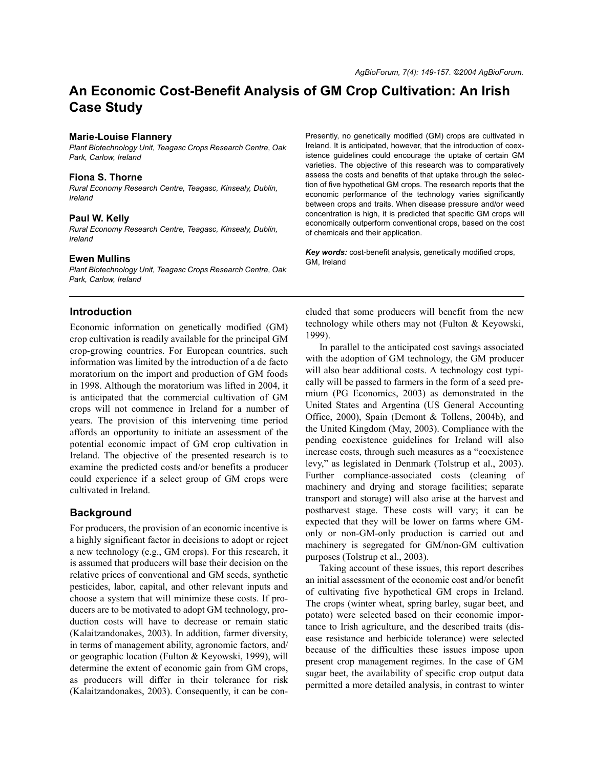# An Economic Cost-Benefit Analysis of GM Crop Cultivation: An Irish Case Study

**Marie-Louise Flannery**
*Plant Biotechnology Unit, Teagasc Crops Research Centre, Oak Park, Carlow, Ireland*

**Fiona S. Thorne**
*Rural Economy Research Centre, Teagasc, Kinsealy, Dublin, Ireland*

**Paul W. Kelly**
*Rural Economy Research Centre, Teagasc, Kinsealy, Dublin, Ireland*

**Ewen Mullins**
*Plant Biotechnology Unit, Teagasc Crops Research Centre, Oak Park, Carlow, Ireland*

Presently, no genetically modified (GM) crops are cultivated in Ireland. It is anticipated, however, that the introduction of coexistence guidelines could encourage the uptake of certain GM varieties. The objective of this research was to comparatively assess the costs and benefits of that uptake through the selection of five hypothetical GM crops. The research reports that the economic performance of the technology varies significantly between crops and traits. When disease pressure and/or weed concentration is high, it is predicted that specific GM crops will economically outperform conventional crops, based on the cost of chemicals and their application.

***Key words:*** cost-benefit analysis, genetically modified crops, GM, Ireland

## Introduction

Economic information on genetically modified (GM) crop cultivation is readily available for the principal GM crop-growing countries. For European countries, such information was limited by the introduction of a de facto moratorium on the import and production of GM foods in 1998. Although the moratorium was lifted in 2004, it is anticipated that the commercial cultivation of GM crops will not commence in Ireland for a number of years. The provision of this intervening time period affords an opportunity to initiate an assessment of the potential economic impact of GM crop cultivation in Ireland. The objective of the presented research is to examine the predicted costs and/or benefits a producer could experience if a select group of GM crops were cultivated in Ireland.

## Background

For producers, the provision of an economic incentive is a highly significant factor in decisions to adopt or reject a new technology (e.g., GM crops). For this research, it is assumed that producers will base their decision on the relative prices of conventional and GM seeds, synthetic pesticides, labor, capital, and other relevant inputs and choose a system that will minimize these costs. If producers are to be motivated to adopt GM technology, production costs will have to decrease or remain static (Kalaitzandonakes, 2003). In addition, farmer diversity, in terms of management ability, agronomic factors, and/or geographic location (Fulton & Keyowski, 1999), will determine the extent of economic gain from GM crops, as producers will differ in their tolerance for risk (Kalaitzandonakes, 2003). Consequently, it can be concluded that some producers will benefit from the new technology while others may not (Fulton & Keyowski, 1999).

In parallel to the anticipated cost savings associated with the adoption of GM technology, the GM producer will also bear additional costs. A technology cost typically will be passed to farmers in the form of a seed premium (PG Economics, 2003) as demonstrated in the United States and Argentina (US General Accounting Office, 2000), Spain (Demont & Tollens, 2004b), and the United Kingdom (May, 2003). Compliance with the pending coexistence guidelines for Ireland will also increase costs, through such measures as a "coexistence levy," as legislated in Denmark (Tolstrup et al., 2003). Further compliance-associated costs (cleaning of machinery and drying and storage facilities; separate transport and storage) will also arise at the harvest and postharvest stage. These costs will vary; it can be expected that they will be lower on farms where GM-only or non-GM-only production is carried out and machinery is segregated for GM/non-GM cultivation purposes (Tolstrup et al., 2003).

Taking account of these issues, this report describes an initial assessment of the economic cost and/or benefit of cultivating five hypothetical GM crops in Ireland. The crops (winter wheat, spring barley, sugar beet, and potato) were selected based on their economic importance to Irish agriculture, and the described traits (disease resistance and herbicide tolerance) were selected because of the difficulties these issues impose upon present crop management regimes. In the case of GM sugar beet, the availability of specific crop output data permitted a more detailed analysis, in contrast to winter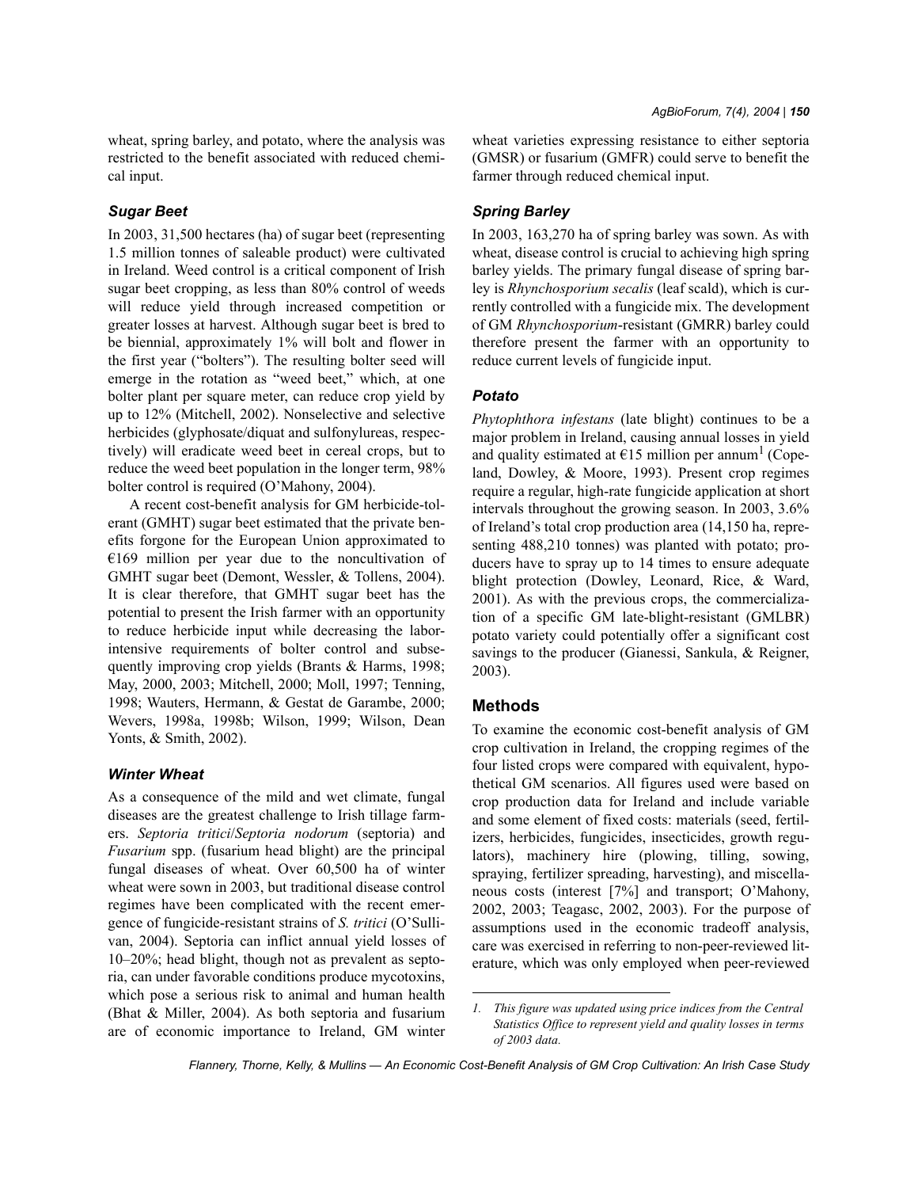wheat, spring barley, and potato, where the analysis was restricted to the benefit associated with reduced chemical input.

### *Sugar Beet*

In 2003, 31,500 hectares (ha) of sugar beet (representing 1.5 million tonnes of saleable product) were cultivated in Ireland. Weed control is a critical component of Irish sugar beet cropping, as less than 80% control of weeds will reduce yield through increased competition or greater losses at harvest. Although sugar beet is bred to be biennial, approximately 1% will bolt and flower in the first year ("bolters"). The resulting bolter seed will emerge in the rotation as "weed beet," which, at one bolter plant per square meter, can reduce crop yield by up to 12% (Mitchell, 2002). Nonselective and selective herbicides (glyphosate/diquat and sulfonylureas, respectively) will eradicate weed beet in cereal crops, but to reduce the weed beet population in the longer term, 98% bolter control is required (O'Mahony, 2004).

A recent cost-benefit analysis for GM herbicide-tolerant (GMHT) sugar beet estimated that the private benefits forgone for the European Union approximated to €169 million per year due to the noncultivation of GMHT sugar beet (Demont, Wessler, & Tollens, 2004). It is clear therefore, that GMHT sugar beet has the potential to present the Irish farmer with an opportunity to reduce herbicide input while decreasing the labor-intensive requirements of bolter control and subsequently improving crop yields (Brants & Harms, 1998; May, 2000, 2003; Mitchell, 2000; Moll, 1997; Tenning, 1998; Wauters, Hermann, & Gestat de Garambe, 2000; Wevers, 1998a, 1998b; Wilson, 1999; Wilson, Dean Yonts, & Smith, 2002).

### *Winter Wheat*

As a consequence of the mild and wet climate, fungal diseases are the greatest challenge to Irish tillage farmers. *Septoria tritici*/*Septoria nodorum* (septoria) and *Fusarium* spp. (fusarium head blight) are the principal fungal diseases of wheat. Over 60,500 ha of winter wheat were sown in 2003, but traditional disease control regimes have been complicated with the recent emergence of fungicide-resistant strains of *S. tritici* (O'Sullivan, 2004). Septoria can inflict annual yield losses of 10–20%; head blight, though not as prevalent as septoria, can under favorable conditions produce mycotoxins, which pose a serious risk to animal and human health (Bhat & Miller, 2004). As both septoria and fusarium are of economic importance to Ireland, GM winter wheat varieties expressing resistance to either septoria (GMSR) or fusarium (GMFR) could serve to benefit the farmer through reduced chemical input.

### *Spring Barley*

In 2003, 163,270 ha of spring barley was sown. As with wheat, disease control is crucial to achieving high spring barley yields. The primary fungal disease of spring barley is *Rhynchosporium secalis* (leaf scald), which is currently controlled with a fungicide mix. The development of GM *Rhynchosporium*-resistant (GMRR) barley could therefore present the farmer with an opportunity to reduce current levels of fungicide input.

### *Potato*

*Phytophthora infestans* (late blight) continues to be a major problem in Ireland, causing annual losses in yield and quality estimated at €15 million per annum[1] (Copeland, Dowley, & Moore, 1993). Present crop regimes require a regular, high-rate fungicide application at short intervals throughout the growing season. In 2003, 3.6% of Ireland's total crop production area (14,150 ha, representing 488,210 tonnes) was planted with potato; producers have to spray up to 14 times to ensure adequate blight protection (Dowley, Leonard, Rice, & Ward, 2001). As with the previous crops, the commercialization of a specific GM late-blight-resistant (GMLBR) potato variety could potentially offer a significant cost savings to the producer (Gianessi, Sankula, & Reigner, 2003).

## Methods

To examine the economic cost-benefit analysis of GM crop cultivation in Ireland, the cropping regimes of the four listed crops were compared with equivalent, hypothetical GM scenarios. All figures used were based on crop production data for Ireland and include variable and some element of fixed costs: materials (seed, fertilizers, herbicides, fungicides, insecticides, growth regulators), machinery hire (plowing, tilling, sowing, spraying, fertilizer spreading, harvesting), and miscellaneous costs (interest [7%] and transport; O'Mahony, 2002, 2003; Teagasc, 2002, 2003). For the purpose of assumptions used in the economic tradeoff analysis, care was exercised in referring to non-peer-reviewed literature, which was only employed when peer-reviewed

*1. This figure was updated using price indices from the Central Statistics Office to represent yield and quality losses in terms of 2003 data.*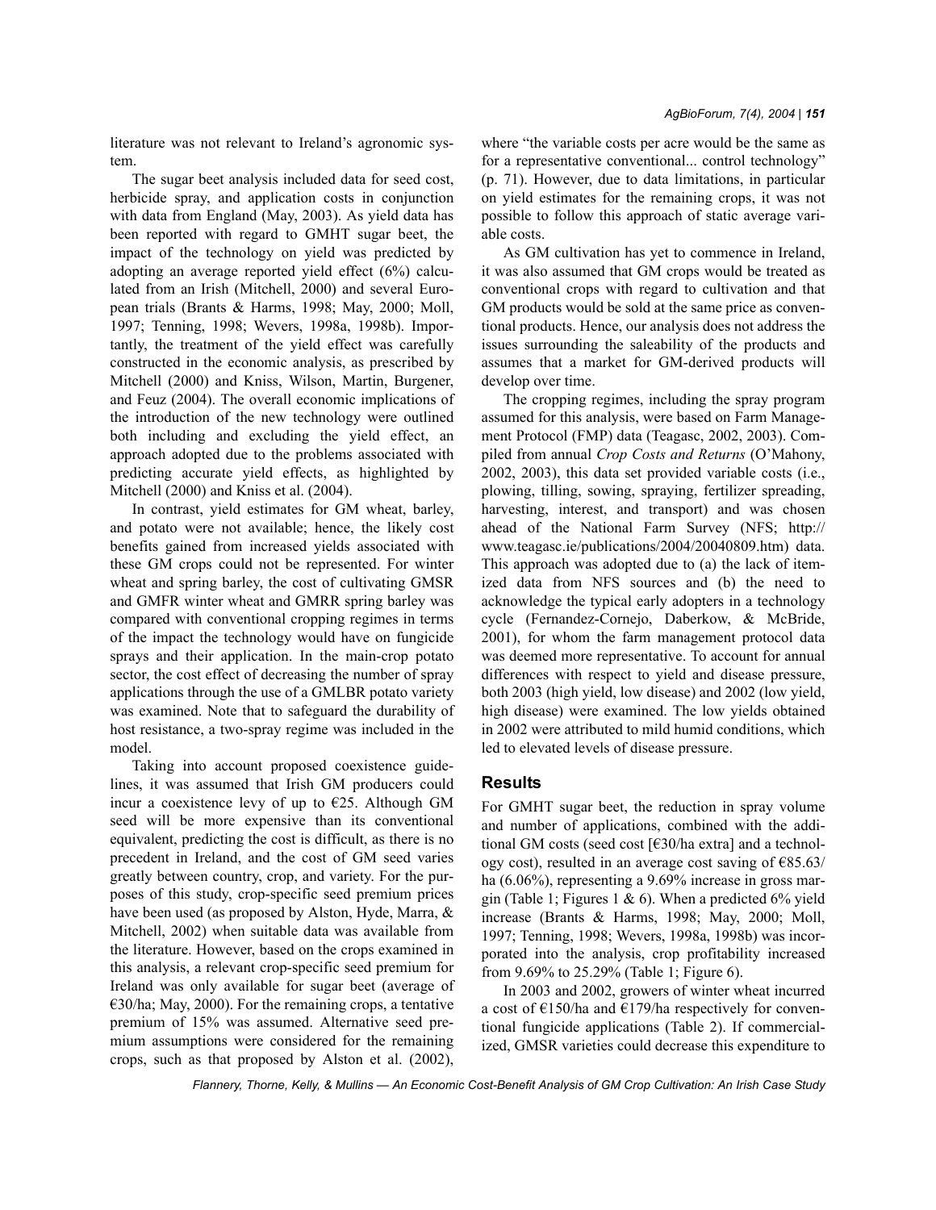literature was not relevant to Ireland's agronomic system.

The sugar beet analysis included data for seed cost, herbicide spray, and application costs in conjunction with data from England (May, 2003). As yield data has been reported with regard to GMHT sugar beet, the impact of the technology on yield was predicted by adopting an average reported yield effect (6%) calculated from an Irish (Mitchell, 2000) and several European trials (Brants & Harms, 1998; May, 2000; Moll, 1997; Tenning, 1998; Wevers, 1998a, 1998b). Importantly, the treatment of the yield effect was carefully constructed in the economic analysis, as prescribed by Mitchell (2000) and Kniss, Wilson, Martin, Burgener, and Feuz (2004). The overall economic implications of the introduction of the new technology were outlined both including and excluding the yield effect, an approach adopted due to the problems associated with predicting accurate yield effects, as highlighted by Mitchell (2000) and Kniss et al. (2004).

In contrast, yield estimates for GM wheat, barley, and potato were not available; hence, the likely cost benefits gained from increased yields associated with these GM crops could not be represented. For winter wheat and spring barley, the cost of cultivating GMSR and GMFR winter wheat and GMRR spring barley was compared with conventional cropping regimes in terms of the impact the technology would have on fungicide sprays and their application. In the main-crop potato sector, the cost effect of decreasing the number of spray applications through the use of a GMLBR potato variety was examined. Note that to safeguard the durability of host resistance, a two-spray regime was included in the model.

Taking into account proposed coexistence guidelines, it was assumed that Irish GM producers could incur a coexistence levy of up to €25. Although GM seed will be more expensive than its conventional equivalent, predicting the cost is difficult, as there is no precedent in Ireland, and the cost of GM seed varies greatly between country, crop, and variety. For the purposes of this study, crop-specific seed premium prices have been used (as proposed by Alston, Hyde, Marra, & Mitchell, 2002) when suitable data was available from the literature. However, based on the crops examined in this analysis, a relevant crop-specific seed premium for Ireland was only available for sugar beet (average of €30/ha; May, 2000). For the remaining crops, a tentative premium of 15% was assumed. Alternative seed premium assumptions were considered for the remaining crops, such as that proposed by Alston et al. (2002), where "the variable costs per acre would be the same as for a representative conventional... control technology" (p. 71). However, due to data limitations, in particular on yield estimates for the remaining crops, it was not possible to follow this approach of static average variable costs.

As GM cultivation has yet to commence in Ireland, it was also assumed that GM crops would be treated as conventional crops with regard to cultivation and that GM products would be sold at the same price as conventional products. Hence, our analysis does not address the issues surrounding the saleability of the products and assumes that a market for GM-derived products will develop over time.

The cropping regimes, including the spray program assumed for this analysis, were based on Farm Management Protocol (FMP) data (Teagasc, 2002, 2003). Compiled from annual *Crop Costs and Returns* (O'Mahony, 2002, 2003), this data set provided variable costs (i.e., plowing, tilling, sowing, spraying, fertilizer spreading, harvesting, interest, and transport) and was chosen ahead of the National Farm Survey (NFS; http://www.teagasc.ie/publications/2004/20040809.htm) data. This approach was adopted due to (a) the lack of itemized data from NFS sources and (b) the need to acknowledge the typical early adopters in a technology cycle (Fernandez-Cornejo, Daberkow, & McBride, 2001), for whom the farm management protocol data was deemed more representative. To account for annual differences with respect to yield and disease pressure, both 2003 (high yield, low disease) and 2002 (low yield, high disease) were examined. The low yields obtained in 2002 were attributed to mild humid conditions, which led to elevated levels of disease pressure.

## Results

For GMHT sugar beet, the reduction in spray volume and number of applications, combined with the additional GM costs (seed cost [€30/ha extra] and a technology cost), resulted in an average cost saving of €85.63/ha (6.06%), representing a 9.69% increase in gross margin (Table 1; Figures 1 & 6). When a predicted 6% yield increase (Brants & Harms, 1998; May, 2000; Moll, 1997; Tenning, 1998; Wevers, 1998a, 1998b) was incorporated into the analysis, crop profitability increased from 9.69% to 25.29% (Table 1; Figure 6).

In 2003 and 2002, growers of winter wheat incurred a cost of €150/ha and €179/ha respectively for conventional fungicide applications (Table 2). If commercialized, GMSR varieties could decrease this expenditure to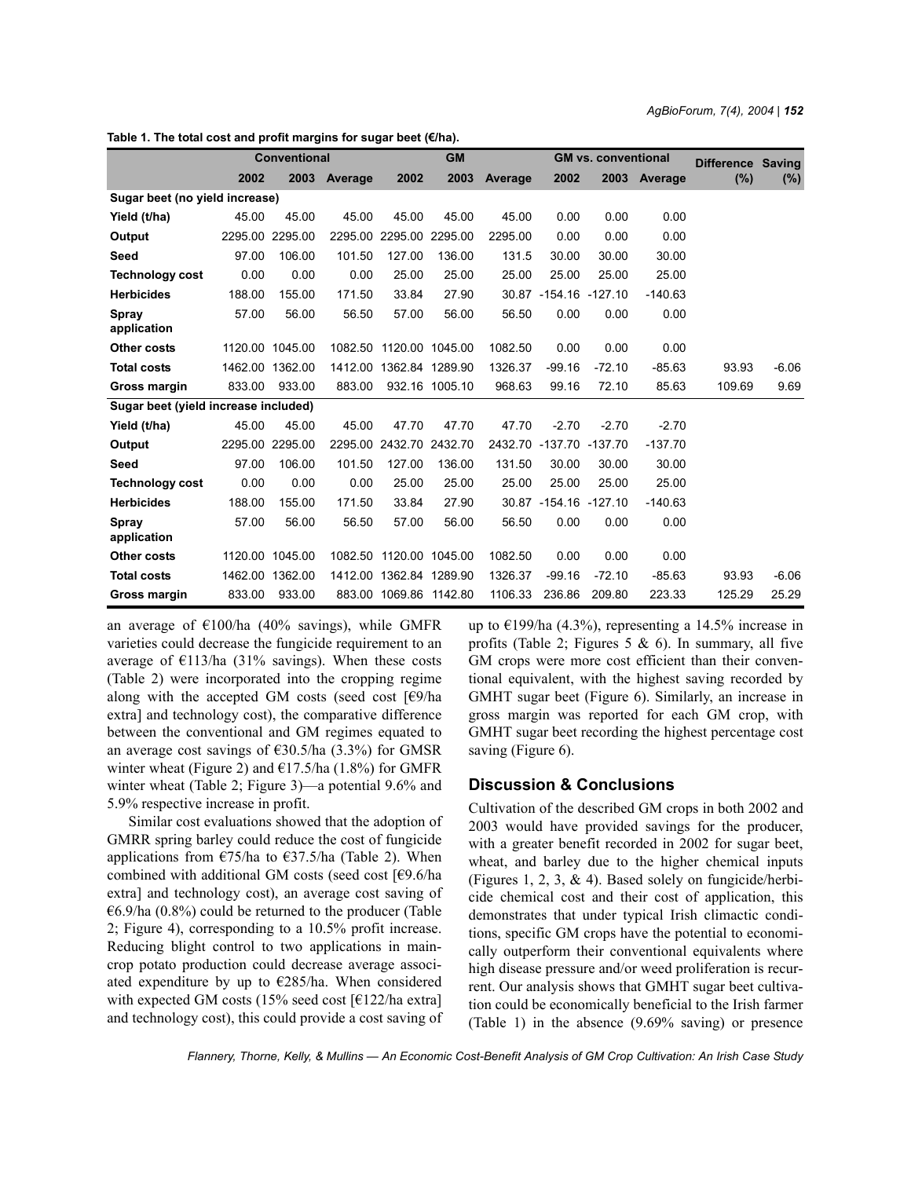**Table 1. The total cost and profit margins for sugar beet (€/ha).**

| | Conventional | | | GM | | | GM vs. conventional | | | Difference | Saving |
|---|---|---|---|---|---|---|---|---|---|---|---|
| | 2002 | 2003 | Average | 2002 | 2003 | Average | 2002 | 2003 | Average | (%) | (%) |
| **Sugar beet (no yield increase)** | | | | | | | | | | | |
| **Yield (t/ha)** | 45.00 | 45.00 | 45.00 | 45.00 | 45.00 | 45.00 | 0.00 | 0.00 | 0.00 | | |
| **Output** | 2295.00 | 2295.00 | 2295.00 | 2295.00 | 2295.00 | 2295.00 | 0.00 | 0.00 | 0.00 | | |
| **Seed** | 97.00 | 106.00 | 101.50 | 127.00 | 136.00 | 131.5 | 30.00 | 30.00 | 30.00 | | |
| **Technology cost** | 0.00 | 0.00 | 0.00 | 25.00 | 25.00 | 25.00 | 25.00 | 25.00 | 25.00 | | |
| **Herbicides** | 188.00 | 155.00 | 171.50 | 33.84 | 27.90 | 30.87 | -154.16 | -127.10 | -140.63 | | |
| **Spray application** | 57.00 | 56.00 | 56.50 | 57.00 | 56.00 | 56.50 | 0.00 | 0.00 | 0.00 | | |
| **Other costs** | 1120.00 | 1045.00 | 1082.50 | 1120.00 | 1045.00 | 1082.50 | 0.00 | 0.00 | 0.00 | | |
| **Total costs** | 1462.00 | 1362.00 | 1412.00 | 1362.84 | 1289.90 | 1326.37 | -99.16 | -72.10 | -85.63 | 93.93 | -6.06 |
| **Gross margin** | 833.00 | 933.00 | 883.00 | 932.16 | 1005.10 | 968.63 | 99.16 | 72.10 | 85.63 | 109.69 | 9.69 |
| **Sugar beet (yield increase included)** | | | | | | | | | | | |
| **Yield (t/ha)** | 45.00 | 45.00 | 45.00 | 47.70 | 47.70 | 47.70 | -2.70 | -2.70 | -2.70 | | |
| **Output** | 2295.00 | 2295.00 | 2295.00 | 2432.70 | 2432.70 | 2432.70 | -137.70 | -137.70 | -137.70 | | |
| **Seed** | 97.00 | 106.00 | 101.50 | 127.00 | 136.00 | 131.50 | 30.00 | 30.00 | 30.00 | | |
| **Technology cost** | 0.00 | 0.00 | 0.00 | 25.00 | 25.00 | 25.00 | 25.00 | 25.00 | 25.00 | | |
| **Herbicides** | 188.00 | 155.00 | 171.50 | 33.84 | 27.90 | 30.87 | -154.16 | -127.10 | -140.63 | | |
| **Spray application** | 57.00 | 56.00 | 56.50 | 57.00 | 56.00 | 56.50 | 0.00 | 0.00 | 0.00 | | |
| **Other costs** | 1120.00 | 1045.00 | 1082.50 | 1120.00 | 1045.00 | 1082.50 | 0.00 | 0.00 | 0.00 | | |
| **Total costs** | 1462.00 | 1362.00 | 1412.00 | 1362.84 | 1289.90 | 1326.37 | -99.16 | -72.10 | -85.63 | 93.93 | -6.06 |
| **Gross margin** | 833.00 | 933.00 | 883.00 | 1069.86 | 1142.80 | 1106.33 | 236.86 | 209.80 | 223.33 | 125.29 | 25.29 |

an average of €100/ha (40% savings), while GMFR varieties could decrease the fungicide requirement to an average of €113/ha (31% savings). When these costs (Table 2) were incorporated into the cropping regime along with the accepted GM costs (seed cost [€9/ha extra] and technology cost), the comparative difference between the conventional and GM regimes equated to an average cost savings of €30.5/ha (3.3%) for GMSR winter wheat (Figure 2) and €17.5/ha (1.8%) for GMFR winter wheat (Table 2; Figure 3)—a potential 9.6% and 5.9% respective increase in profit.

Similar cost evaluations showed that the adoption of GMRR spring barley could reduce the cost of fungicide applications from €75/ha to €37.5/ha (Table 2). When combined with additional GM costs (seed cost [€9.6/ha extra] and technology cost), an average cost saving of €6.9/ha (0.8%) could be returned to the producer (Table 2; Figure 4), corresponding to a 10.5% profit increase. Reducing blight control to two applications in maincrop potato production could decrease average associated expenditure by up to €285/ha. When considered with expected GM costs (15% seed cost [€122/ha extra] and technology cost), this could provide a cost saving of up to €199/ha (4.3%), representing a 14.5% increase in profits (Table 2; Figures 5 & 6). In summary, all five GM crops were more cost efficient than their conventional equivalent, with the highest saving recorded by GMHT sugar beet (Figure 6). Similarly, an increase in gross margin was reported for each GM crop, with GMHT sugar beet recording the highest percentage cost saving (Figure 6).

## Discussion & Conclusions

Cultivation of the described GM crops in both 2002 and 2003 would have provided savings for the producer, with a greater benefit recorded in 2002 for sugar beet, wheat, and barley due to the higher chemical inputs (Figures 1, 2, 3, & 4). Based solely on fungicide/herbicide chemical cost and their cost of application, this demonstrates that under typical Irish climactic conditions, specific GM crops have the potential to economically outperform their conventional equivalents where high disease pressure and/or weed proliferation is recurrent. Our analysis shows that GMHT sugar beet cultivation could be economically beneficial to the Irish farmer (Table 1) in the absence (9.69% saving) or presence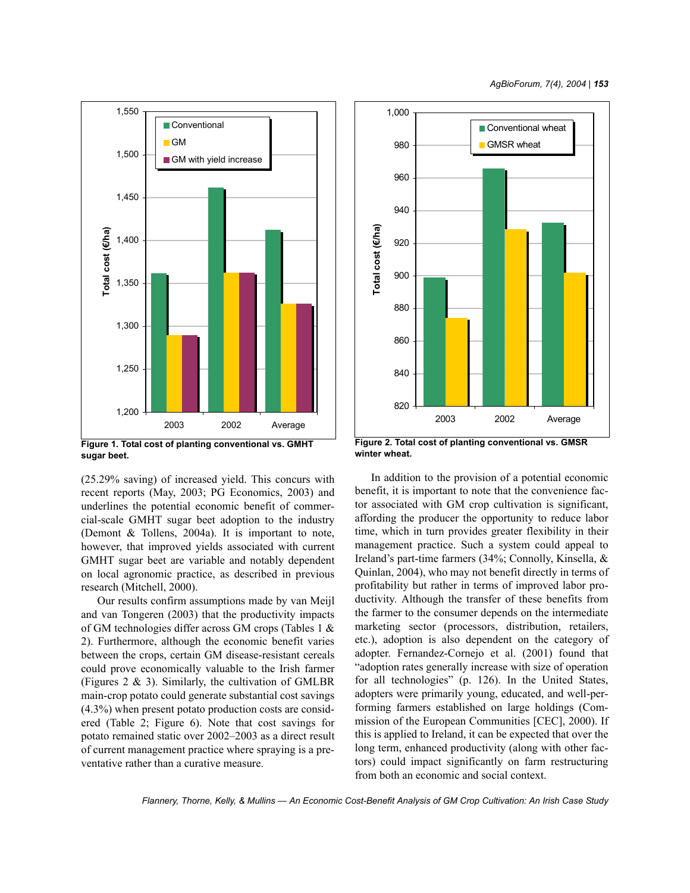Figure 1. Total cost of planting conventional vs. GMHT sugar beet.

Figure 2. Total cost of planting conventional vs. GMSR winter wheat.

(25.29% saving) of increased yield. This concurs with recent reports (May, 2003; PG Economics, 2003) and underlines the potential economic benefit of commercial-scale GMHT sugar beet adoption to the industry (Demont & Tollens, 2004a). It is important to note, however, that improved yields associated with current GMHT sugar beet are variable and notably dependent on local agronomic practice, as described in previous research (Mitchell, 2000).

Our results confirm assumptions made by van Meijl and van Tongeren (2003) that the productivity impacts of GM technologies differ across GM crops (Tables 1 & 2). Furthermore, although the economic benefit varies between the crops, certain GM disease-resistant cereals could prove economically valuable to the Irish farmer (Figures 2 & 3). Similarly, the cultivation of GMLBR main-crop potato could generate substantial cost savings (4.3%) when present potato production costs are considered (Table 2; Figure 6). Note that cost savings for potato remained static over 2002–2003 as a direct result of current management practice where spraying is a preventative rather than a curative measure.

In addition to the provision of a potential economic benefit, it is important to note that the convenience factor associated with GM crop cultivation is significant, affording the producer the opportunity to reduce labor time, which in turn provides greater flexibility in their management practice. Such a system could appeal to Ireland's part-time farmers (34%; Connolly, Kinsella, & Quinlan, 2004), who may not benefit directly in terms of profitability but rather in terms of improved labor productivity. Although the transfer of these benefits from the farmer to the consumer depends on the intermediate marketing sector (processors, distribution, retailers, etc.), adoption is also dependent on the category of adopter. Fernandez-Cornejo et al. (2001) found that "adoption rates generally increase with size of operation for all technologies" (p. 126). In the United States, adopters were primarily young, educated, and well-performing farmers established on large holdings (Commission of the European Communities [CEC], 2000). If this is applied to Ireland, it can be expected that over the long term, enhanced productivity (along with other factors) could impact significantly on farm restructuring from both an economic and social context.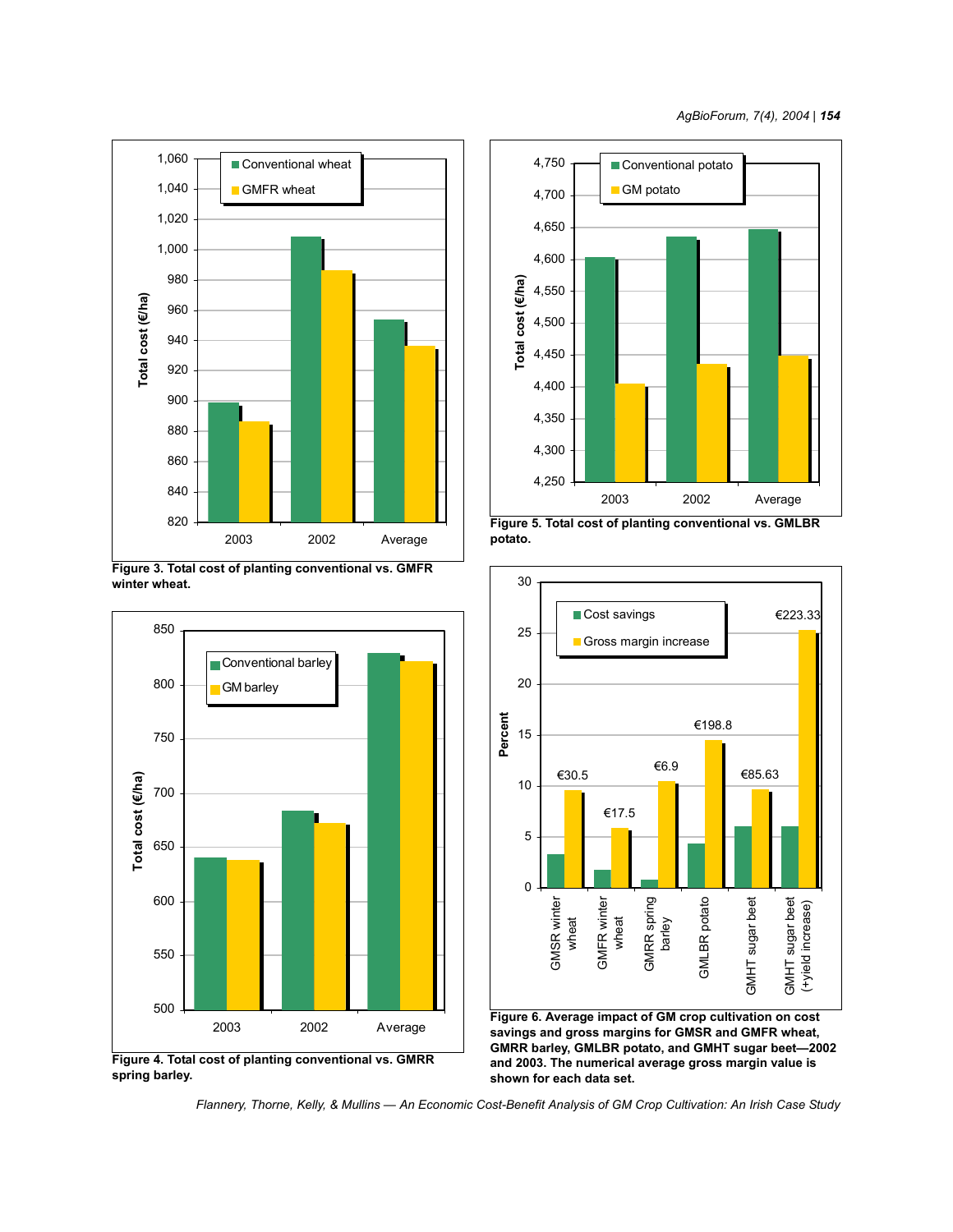Figure 3. Total cost of planting conventional vs. GMFR winter wheat.

Figure 4. Total cost of planting conventional vs. GMRR spring barley.

Figure 5. Total cost of planting conventional vs. GMLBR potato.

Figure 6. Average impact of GM crop cultivation on cost savings and gross margins for GMSR and GMFR wheat, GMRR barley, GMLBR potato, and GMHT sugar beet—2002 and 2003. The numerical average gross margin value is shown for each data set.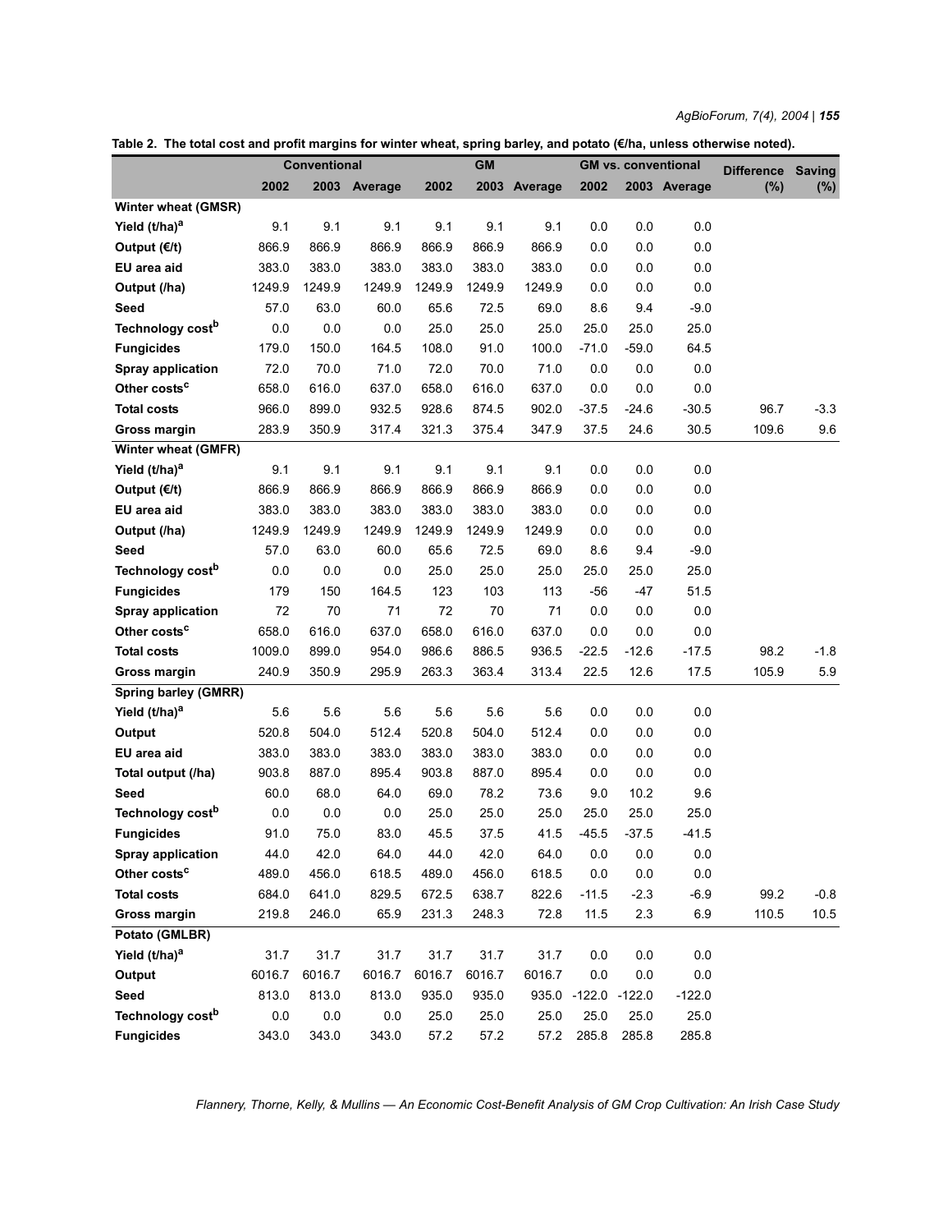**Table 2. The total cost and profit margins for winter wheat, spring barley, and potato (€/ha, unless otherwise noted).**

| | Conventional | | | GM | | | GM vs. conventional | | | Difference | Saving |
|---|---|---|---|---|---|---|---|---|---|---|---|
| | 2002 | 2003 | Average | 2002 | 2003 | Average | 2002 | 2003 | Average | (%) | (%) |
| **Winter wheat (GMSR)** | | | | | | | | | | | |
| **Yield (t/ha)[a]** | 9.1 | 9.1 | 9.1 | 9.1 | 9.1 | 9.1 | 0.0 | 0.0 | 0.0 | | |
| **Output (€/t)** | 866.9 | 866.9 | 866.9 | 866.9 | 866.9 | 866.9 | 0.0 | 0.0 | 0.0 | | |
| **EU area aid** | 383.0 | 383.0 | 383.0 | 383.0 | 383.0 | 383.0 | 0.0 | 0.0 | 0.0 | | |
| **Output (/ha)** | 1249.9 | 1249.9 | 1249.9 | 1249.9 | 1249.9 | 1249.9 | 0.0 | 0.0 | 0.0 | | |
| **Seed** | 57.0 | 63.0 | 60.0 | 65.6 | 72.5 | 69.0 | 8.6 | 9.4 | -9.0 | | |
| **Technology cost[b]** | 0.0 | 0.0 | 0.0 | 25.0 | 25.0 | 25.0 | 25.0 | 25.0 | 25.0 | | |
| **Fungicides** | 179.0 | 150.0 | 164.5 | 108.0 | 91.0 | 100.0 | -71.0 | -59.0 | 64.5 | | |
| **Spray application** | 72.0 | 70.0 | 71.0 | 72.0 | 70.0 | 71.0 | 0.0 | 0.0 | 0.0 | | |
| **Other costs[c]** | 658.0 | 616.0 | 637.0 | 658.0 | 616.0 | 637.0 | 0.0 | 0.0 | 0.0 | | |
| **Total costs** | 966.0 | 899.0 | 932.5 | 928.6 | 874.5 | 902.0 | -37.5 | -24.6 | -30.5 | 96.7 | -3.3 |
| **Gross margin** | 283.9 | 350.9 | 317.4 | 321.3 | 375.4 | 347.9 | 37.5 | 24.6 | 30.5 | 109.6 | 9.6 |
| **Winter wheat (GMFR)** | | | | | | | | | | | |
| **Yield (t/ha)[a]** | 9.1 | 9.1 | 9.1 | 9.1 | 9.1 | 9.1 | 0.0 | 0.0 | 0.0 | | |
| **Output (€/t)** | 866.9 | 866.9 | 866.9 | 866.9 | 866.9 | 866.9 | 0.0 | 0.0 | 0.0 | | |
| **EU area aid** | 383.0 | 383.0 | 383.0 | 383.0 | 383.0 | 383.0 | 0.0 | 0.0 | 0.0 | | |
| **Output (/ha)** | 1249.9 | 1249.9 | 1249.9 | 1249.9 | 1249.9 | 1249.9 | 0.0 | 0.0 | 0.0 | | |
| **Seed** | 57.0 | 63.0 | 60.0 | 65.6 | 72.5 | 69.0 | 8.6 | 9.4 | -9.0 | | |
| **Technology cost[b]** | 0.0 | 0.0 | 0.0 | 25.0 | 25.0 | 25.0 | 25.0 | 25.0 | 25.0 | | |
| **Fungicides** | 179 | 150 | 164.5 | 123 | 103 | 113 | -56 | -47 | 51.5 | | |
| **Spray application** | 72 | 70 | 71 | 72 | 70 | 71 | 0.0 | 0.0 | 0.0 | | |
| **Other costs[c]** | 658.0 | 616.0 | 637.0 | 658.0 | 616.0 | 637.0 | 0.0 | 0.0 | 0.0 | | |
| **Total costs** | 1009.0 | 899.0 | 954.0 | 986.6 | 886.5 | 936.5 | -22.5 | -12.6 | -17.5 | 98.2 | -1.8 |
| **Gross margin** | 240.9 | 350.9 | 295.9 | 263.3 | 363.4 | 313.4 | 22.5 | 12.6 | 17.5 | 105.9 | 5.9 |
| **Spring barley (GMRR)** | | | | | | | | | | | |
| **Yield (t/ha)[a]** | 5.6 | 5.6 | 5.6 | 5.6 | 5.6 | 5.6 | 0.0 | 0.0 | 0.0 | | |
| **Output** | 520.8 | 504.0 | 512.4 | 520.8 | 504.0 | 512.4 | 0.0 | 0.0 | 0.0 | | |
| **EU area aid** | 383.0 | 383.0 | 383.0 | 383.0 | 383.0 | 383.0 | 0.0 | 0.0 | 0.0 | | |
| **Total output (/ha)** | 903.8 | 887.0 | 895.4 | 903.8 | 887.0 | 895.4 | 0.0 | 0.0 | 0.0 | | |
| **Seed** | 60.0 | 68.0 | 64.0 | 69.0 | 78.2 | 73.6 | 9.0 | 10.2 | 9.6 | | |
| **Technology cost[b]** | 0.0 | 0.0 | 0.0 | 25.0 | 25.0 | 25.0 | 25.0 | 25.0 | 25.0 | | |
| **Fungicides** | 91.0 | 75.0 | 83.0 | 45.5 | 37.5 | 41.5 | -45.5 | -37.5 | -41.5 | | |
| **Spray application** | 44.0 | 42.0 | 64.0 | 44.0 | 42.0 | 64.0 | 0.0 | 0.0 | 0.0 | | |
| **Other costs[c]** | 489.0 | 456.0 | 618.5 | 489.0 | 456.0 | 618.5 | 0.0 | 0.0 | 0.0 | | |
| **Total costs** | 684.0 | 641.0 | 829.5 | 672.5 | 638.7 | 822.6 | -11.5 | -2.3 | -6.9 | 99.2 | -0.8 |
| **Gross margin** | 219.8 | 246.0 | 65.9 | 231.3 | 248.3 | 72.8 | 11.5 | 2.3 | 6.9 | 110.5 | 10.5 |
| **Potato (GMLBR)** | | | | | | | | | | | |
| **Yield (t/ha)[a]** | 31.7 | 31.7 | 31.7 | 31.7 | 31.7 | 31.7 | 0.0 | 0.0 | 0.0 | | |
| **Output** | 6016.7 | 6016.7 | 6016.7 | 6016.7 | 6016.7 | 6016.7 | 0.0 | 0.0 | 0.0 | | |
| **Seed** | 813.0 | 813.0 | 813.0 | 935.0 | 935.0 | 935.0 | -122.0 | -122.0 | -122.0 | | |
| **Technology cost[b]** | 0.0 | 0.0 | 0.0 | 25.0 | 25.0 | 25.0 | 25.0 | 25.0 | 25.0 | | |
| **Fungicides** | 343.0 | 343.0 | 343.0 | 57.2 | 57.2 | 57.2 | 285.8 | 285.8 | 285.8 | | |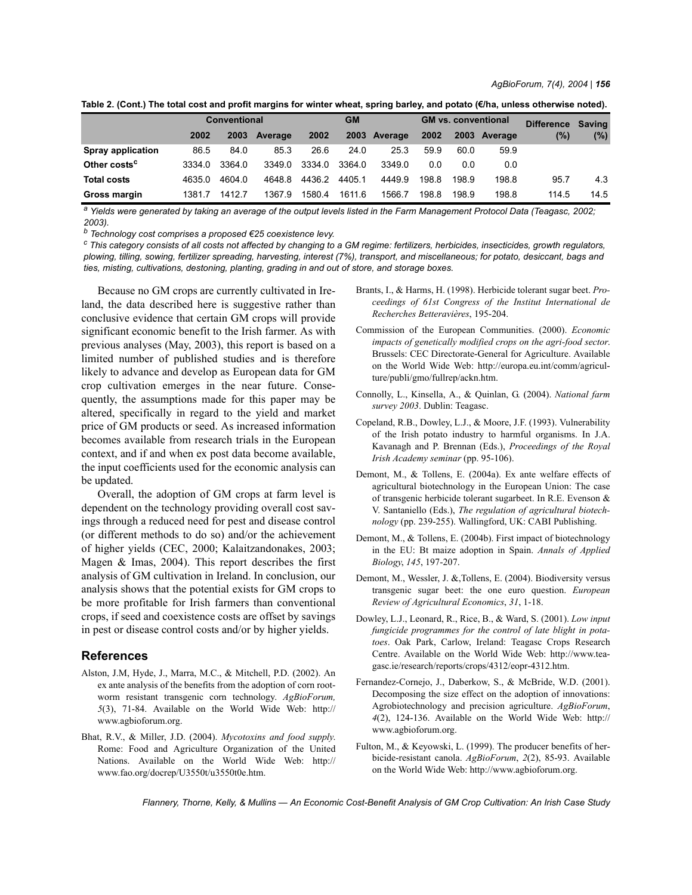**Table 2. (Cont.) The total cost and profit margins for winter wheat, spring barley, and potato (€/ha, unless otherwise noted).**

| | Conventional | | | GM | | | GM vs. conventional | | | Difference | Saving |
|---|---|---|---|---|---|---|---|---|---|---|---|
| | 2002 | 2003 | Average | 2002 | 2003 | Average | 2002 | 2003 | Average | (%) | (%) |
| **Spray application** | 86.5 | 84.0 | 85.3 | 26.6 | 24.0 | 25.3 | 59.9 | 60.0 | 59.9 | | |
| **Other costs[c]** | 3334.0 | 3364.0 | 3349.0 | 3334.0 | 3364.0 | 3349.0 | 0.0 | 0.0 | 0.0 | | |
| **Total costs** | 4635.0 | 4604.0 | 4648.8 | 4436.2 | 4405.1 | 4449.9 | 198.8 | 198.9 | 198.8 | 95.7 | 4.3 |
| **Gross margin** | 1381.7 | 1412.7 | 1367.9 | 1580.4 | 1611.6 | 1566.7 | 198.8 | 198.9 | 198.8 | 114.5 | 14.5 |

*[a] Yields were generated by taking an average of the output levels listed in the Farm Management Protocol Data (Teagasc, 2002; 2003).*

*[b] Technology cost comprises a proposed €25 coexistence levy.*

*[c] This category consists of all costs not affected by changing to a GM regime: fertilizers, herbicides, insecticides, growth regulators, plowing, tilling, sowing, fertilizer spreading, harvesting, interest (7%), transport, and miscellaneous; for potato, desiccant, bags and ties, misting, cultivations, destoning, planting, grading in and out of store, and storage boxes.*

Because no GM crops are currently cultivated in Ireland, the data described here is suggestive rather than conclusive evidence that certain GM crops will provide significant economic benefit to the Irish farmer. As with previous analyses (May, 2003), this report is based on a limited number of published studies and is therefore likely to advance and develop as European data for GM crop cultivation emerges in the near future. Consequently, the assumptions made for this paper may be altered, specifically in regard to the yield and market price of GM products or seed. As increased information becomes available from research trials in the European context, and if and when ex post data become available, the input coefficients used for the economic analysis can be updated.

Overall, the adoption of GM crops at farm level is dependent on the technology providing overall cost savings through a reduced need for pest and disease control (or different methods to do so) and/or the achievement of higher yields (CEC, 2000; Kalaitzandonakes, 2003; Magen & Imas, 2004). This report describes the first analysis of GM cultivation in Ireland. In conclusion, our analysis shows that the potential exists for GM crops to be more profitable for Irish farmers than conventional crops, if seed and coexistence costs are offset by savings in pest or disease control costs and/or by higher yields.

## References

Alston, J.M, Hyde, J., Marra, M.C., & Mitchell, P.D. (2002). An ex ante analysis of the benefits from the adoption of corn rootworm resistant transgenic corn technology. *AgBioForum, 5*(3), 71-84. Available on the World Wide Web: http://www.agbioforum.org.

Bhat, R.V., & Miller, J.D. (2004). *Mycotoxins and food supply*. Rome: Food and Agriculture Organization of the United Nations. Available on the World Wide Web: http://www.fao.org/docrep/U3550t/u3550t0e.htm.

Brants, I., & Harms, H. (1998). Herbicide tolerant sugar beet. *Proceedings of 61st Congress of the Institut International de Recherches Betteravières*, 195-204.

Commission of the European Communities. (2000). *Economic impacts of genetically modified crops on the agri-food sector*. Brussels: CEC Directorate-General for Agriculture. Available on the World Wide Web: http://europa.eu.int/comm/agriculture/publi/gmo/fullrep/ackn.htm.

Connolly, L., Kinsella, A., & Quinlan, G. (2004). *National farm survey 2003*. Dublin: Teagasc.

Copeland, R.B., Dowley, L.J., & Moore, J.F. (1993). Vulnerability of the Irish potato industry to harmful organisms. In J.A. Kavanagh and P. Brennan (Eds.), *Proceedings of the Royal Irish Academy seminar* (pp. 95-106).

Demont, M., & Tollens, E. (2004a). Ex ante welfare effects of agricultural biotechnology in the European Union: The case of transgenic herbicide tolerant sugarbeet. In R.E. Evenson & V. Santaniello (Eds.), *The regulation of agricultural biotechnology* (pp. 239-255). Wallingford, UK: CABI Publishing.

Demont, M., & Tollens, E. (2004b). First impact of biotechnology in the EU: Bt maize adoption in Spain. *Annals of Applied Biology*, *145*, 197-207.

Demont, M., Wessler, J. &,Tollens, E. (2004). Biodiversity versus transgenic sugar beet: the one euro question. *European Review of Agricultural Economics*, *31*, 1-18.

Dowley, L.J., Leonard, R., Rice, B., & Ward, S. (2001). *Low input fungicide programmes for the control of late blight in potatoes*. Oak Park, Carlow, Ireland: Teagasc Crops Research Centre. Available on the World Wide Web: http://www.teagasc.ie/research/reports/crops/4312/eopr-4312.htm.

Fernandez-Cornejo, J., Daberkow, S., & McBride, W.D. (2001). Decomposing the size effect on the adoption of innovations: Agrobiotechnology and precision agriculture. *AgBioForum*, *4*(2), 124-136. Available on the World Wide Web: http://www.agbioforum.org.

Fulton, M., & Keyowski, L. (1999). The producer benefits of herbicide-resistant canola. *AgBioForum*, *2*(2), 85-93. Available on the World Wide Web: http://www.agbioforum.org.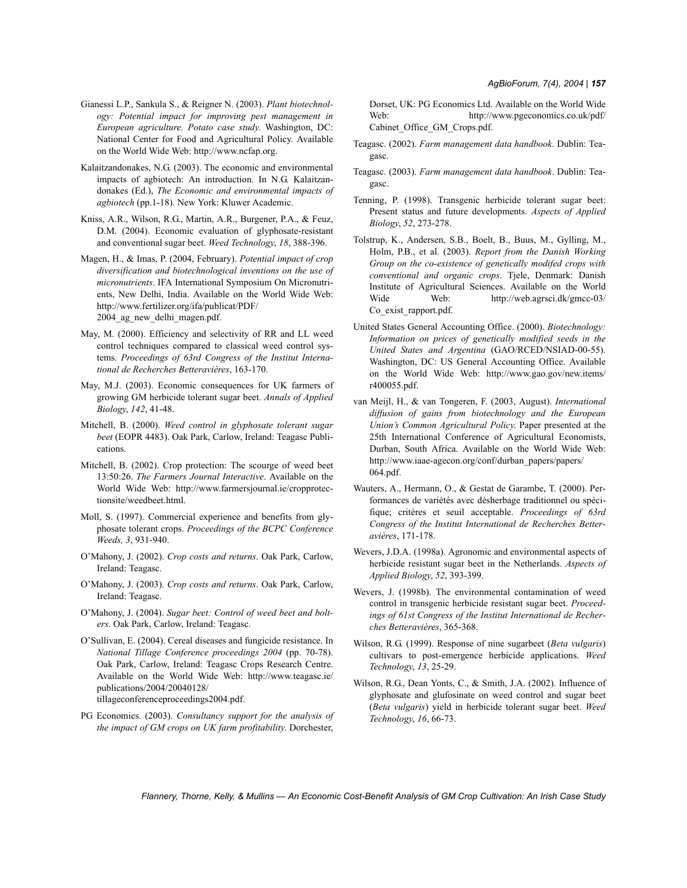Gianessi L.P., Sankula S., & Reigner N. (2003). *Plant biotechnology: Potential impact for improving pest management in European agriculture. Potato case study.* Washington, DC: National Center for Food and Agricultural Policy. Available on the World Wide Web: http://www.ncfap.org.

Kalaitzandonakes, N.G. (2003). The economic and environmental impacts of agbiotech: An introduction. In N.G. Kalaitzandonakes (Ed.), *The Economic and environmental impacts of agbiotech* (pp.1-18). New York: Kluwer Academic.

Kniss, A.R., Wilson, R.G., Martin, A.R., Burgener, P.A., & Feuz, D.M. (2004). Economic evaluation of glyphosate-resistant and conventional sugar beet. *Weed Technology*, *18*, 388-396.

Magen, H., & Imas, P. (2004, February). *Potential impact of crop diversification and biotechnological inventions on the use of micronutrients*. IFA International Symposium On Micronutrients, New Delhi, India. Available on the World Wide Web: http://www.fertilizer.org/ifa/publicat/PDF/2004_ag_new_delhi_magen.pdf.

May, M. (2000). Efficiency and selectivity of RR and LL weed control techniques compared to classical weed control systems. *Proceedings of 63rd Congress of the Institut International de Recherches Betteravières*, 163-170.

May, M.J. (2003). Economic consequences for UK farmers of growing GM herbicide tolerant sugar beet. *Annals of Applied Biology*, *142*, 41-48.

Mitchell, B. (2000). *Weed control in glyphosate tolerant sugar beet* (EOPR 4483). Oak Park, Carlow, Ireland: Teagasc Publications.

Mitchell, B. (2002). Crop protection: The scourge of weed beet 13:50:26. *The Farmers Journal Interactive*. Available on the World Wide Web: http://www.farmersjournal.ie/cropprotectionsite/weedbeet.html.

Moll, S. (1997). Commercial experience and benefits from glyphosate tolerant crops. *Proceedings of the BCPC Conference Weeds, 3*, 931-940.

O'Mahony, J. (2002). *Crop costs and returns*. Oak Park, Carlow, Ireland: Teagasc.

O'Mahony, J. (2003). *Crop costs and returns*. Oak Park, Carlow, Ireland: Teagasc.

O'Mahony, J. (2004). *Sugar beet: Control of weed beet and bolters*. Oak Park, Carlow, Ireland: Teagasc.

O'Sullivan, E. (2004). Cereal diseases and fungicide resistance. In *National Tillage Conference proceedings 2004* (pp. 70-78). Oak Park, Carlow, Ireland: Teagasc Crops Research Centre. Available on the World Wide Web: http://www.teagasc.ie/publications/2004/20040128/tillageconferenceproceedings2004.pdf.

PG Economics. (2003). *Consultancy support for the analysis of the impact of GM crops on UK farm profitability*. Dorchester, Dorset, UK: PG Economics Ltd. Available on the World Wide Web: http://www.pgeconomics.co.uk/pdf/Cabinet_Office_GM_Crops.pdf.

Teagasc. (2002). *Farm management data handbook*. Dublin: Teagasc.

Teagasc. (2003). *Farm management data handbook*. Dublin: Teagasc.

Tenning, P. (1998). Transgenic herbicide tolerant sugar beet: Present status and future developments. *Aspects of Applied Biology*, *52*, 273-278.

Tolstrup, K., Andersen, S.B., Boelt, B., Buus, M., Gylling, M., Holm, P.B., et al. (2003). *Report from the Danish Working Group on the co-existence of genetically modifed crops with conventional and organic crops*. Tjele, Denmark: Danish Institute of Agricultural Sciences. Available on the World Wide Web: http://web.agrsci.dk/gmcc-03/Co_exist_rapport.pdf.

United States General Accounting Office. (2000). *Biotechnology: Information on prices of genetically modified seeds in the United States and Argentina* (GAO/RCED/NSIAD-00-55). Washington, DC: US General Accounting Office. Available on the World Wide Web: http://www.gao.gov/new.items/r400055.pdf.

van Meijl, H., & van Tongeren, F. (2003, August). *International diffusion of gains from biotechnology and the European Union's Common Agricultural Policy*. Paper presented at the 25th International Conference of Agricultural Economists, Durban, South Africa. Available on the World Wide Web: http://www.iaae-agecon.org/conf/durban_papers/papers/064.pdf.

Wauters, A., Hermann, O., & Gestat de Garambe, T. (2000). Performances de variétés avec désherbage traditionnel ou spécifique; critères et seuil acceptable. *Proceedings of 63rd Congress of the Institut International de Recherches Betteravières*, 171-178.

Wevers, J.D.A. (1998a). Agronomic and environmental aspects of herbicide resistant sugar beet in the Netherlands. *Aspects of Applied Biology*, *52*, 393-399.

Wevers, J. (1998b). The environmental contamination of weed control in transgenic herbicide resistant sugar beet. *Proceedings of 61st Congress of the Institut International de Recherches Betteravières*, 365-368.

Wilson, R.G. (1999). Response of nine sugarbeet (*Beta vulgaris*) cultivars to post-emergence herbicide applications. *Weed Technology*, *13*, 25-29.

Wilson, R.G., Dean Yonts, C., & Smith, J.A. (2002). Influence of glyphosate and glufosinate on weed control and sugar beet (*Beta vulgaris*) yield in herbicide tolerant sugar beet. *Weed Technology*, *16*, 66-73.